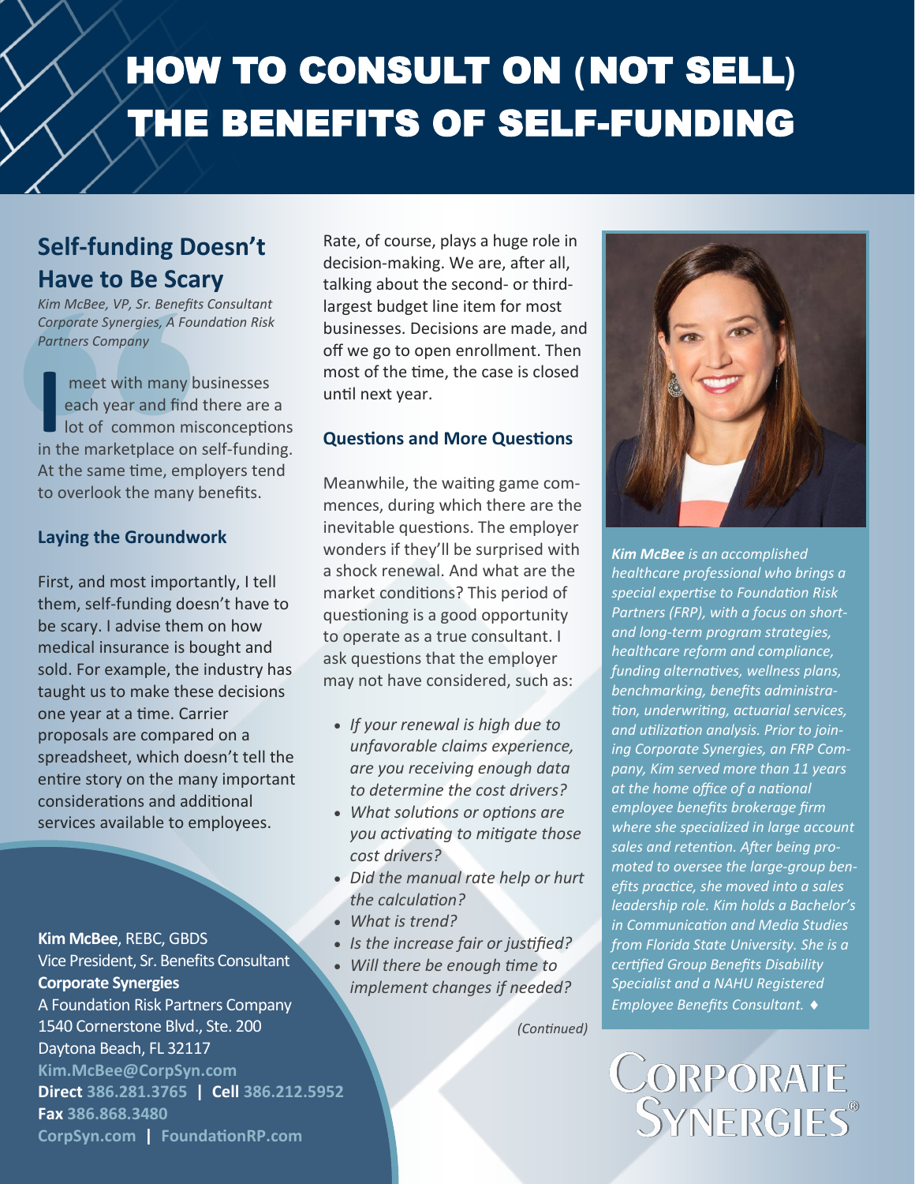# HOW TO CONSULT ON (NOT SELL) THE BENEFITS OF SELF-FUNDING

## Self-funding Doesn't Have to Be Scary

*Kim McBee, VP, Sr. Benefits Consultant*
*Corporate Synergies, A Foundation Risk Partners Company*

I meet with many businesses each year and find there are a lot of common misconceptions in the marketplace on self-funding. At the same time, employers tend to overlook the many benefits.

### Laying the Groundwork

First, and most importantly, I tell them, self-funding doesn't have to be scary. I advise them on how medical insurance is bought and sold. For example, the industry has taught us to make these decisions one year at a time. Carrier proposals are compared on a spreadsheet, which doesn't tell the entire story on the many important considerations and additional services available to employees.

Rate, of course, plays a huge role in decision-making. We are, after all, talking about the second- or third-largest budget line item for most businesses. Decisions are made, and off we go to open enrollment. Then most of the time, the case is closed until next year.

### Questions and More Questions

Meanwhile, the waiting game commences, during which there are the inevitable questions. The employer wonders if they'll be surprised with a shock renewal. And what are the market conditions? This period of questioning is a good opportunity to operate as a true consultant. I ask questions that the employer may not have considered, such as:

- *If your renewal is high due to unfavorable claims experience, are you receiving enough data to determine the cost drivers?*
- *What solutions or options are you activating to mitigate those cost drivers?*
- *Did the manual rate help or hurt the calculation?*
- *What is trend?*
- *Is the increase fair or justified?*
- *Will there be enough time to implement changes if needed?*

*(Continued)*

***Kim McBee** is an accomplished healthcare professional who brings a special expertise to Foundation Risk Partners (FRP), with a focus on short- and long-term program strategies, healthcare reform and compliance, funding alternatives, wellness plans, benchmarking, benefits administration, underwriting, actuarial services, and utilization analysis. Prior to joining Corporate Synergies, an FRP Company, Kim served more than 11 years at the home office of a national employee benefits brokerage firm where she specialized in large account sales and retention. After being promoted to oversee the large-group benefits practice, she moved into a sales leadership role. Kim holds a Bachelor's in Communication and Media Studies from Florida State University. She is a certified Group Benefits Disability Specialist and a NAHU Registered Employee Benefits Consultant.* ♦

**Kim McBee**, REBC, GBDS
Vice President, Sr. Benefits Consultant
**Corporate Synergies**
A Foundation Risk Partners Company
1540 Cornerstone Blvd., Ste. 200
Daytona Beach, FL 32117
**Kim.McBee@CorpSyn.com**
**Direct 386.281.3765 | Cell 386.212.5952**
**Fax 386.868.3480**
**CorpSyn.com | FoundationRP.com**

CORPORATE SYNERGIES®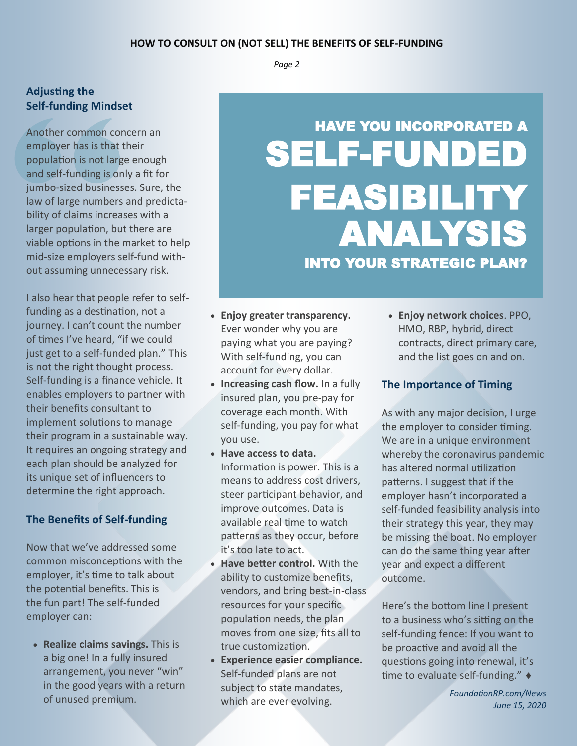## Adjusting the Self-funding Mindset

Another common concern an employer has is that their population is not large enough and self-funding is only a fit for jumbo-sized businesses. Sure, the law of large numbers and predictability of claims increases with a larger population, but there are viable options in the market to help mid-size employers self-fund without assuming unnecessary risk.

I also hear that people refer to self-funding as a destination, not a journey. I can't count the number of times I've heard, "if we could just get to a self-funded plan." This is not the right thought process. Self-funding is a finance vehicle. It enables employers to partner with their benefits consultant to implement solutions to manage their program in a sustainable way. It requires an ongoing strategy and each plan should be analyzed for its unique set of influencers to determine the right approach.

## The Benefits of Self-funding

Now that we've addressed some common misconceptions with the employer, it's time to talk about the potential benefits. This is the fun part! The self-funded employer can:

- **Realize claims savings.** This is a big one! In a fully insured arrangement, you never "win" in the good years with a return of unused premium.
- **Enjoy greater transparency.** Ever wonder why you are paying what you are paying? With self-funding, you can account for every dollar.
- **Increasing cash flow.** In a fully insured plan, you pre-pay for coverage each month. With self-funding, you pay for what you use.
- **Have access to data.** Information is power. This is a means to address cost drivers, steer participant behavior, and improve outcomes. Data is available real time to watch patterns as they occur, before it's too late to act.
- **Have better control.** With the ability to customize benefits, vendors, and bring best-in-class resources for your specific population needs, the plan moves from one size, fits all to true customization.
- **Experience easier compliance.** Self-funded plans are not subject to state mandates, which are ever evolving.
- **Enjoy network choices**. PPO, HMO, RBP, hybrid, direct contracts, direct primary care, and the list goes on and on.

**HAVE YOU INCORPORATED A SELF-FUNDED FEASIBILITY ANALYSIS INTO YOUR STRATEGIC PLAN?**

## The Importance of Timing

As with any major decision, I urge the employer to consider timing. We are in a unique environment whereby the coronavirus pandemic has altered normal utilization patterns. I suggest that if the employer hasn't incorporated a self-funded feasibility analysis into their strategy this year, they may be missing the boat. No employer can do the same thing year after year and expect a different outcome.

Here's the bottom line I present to a business who's sitting on the self-funding fence: If you want to be proactive and avoid all the questions going into renewal, it's time to evaluate self-funding." ♦

*FoundationRP.com/News*
*June 15, 2020*